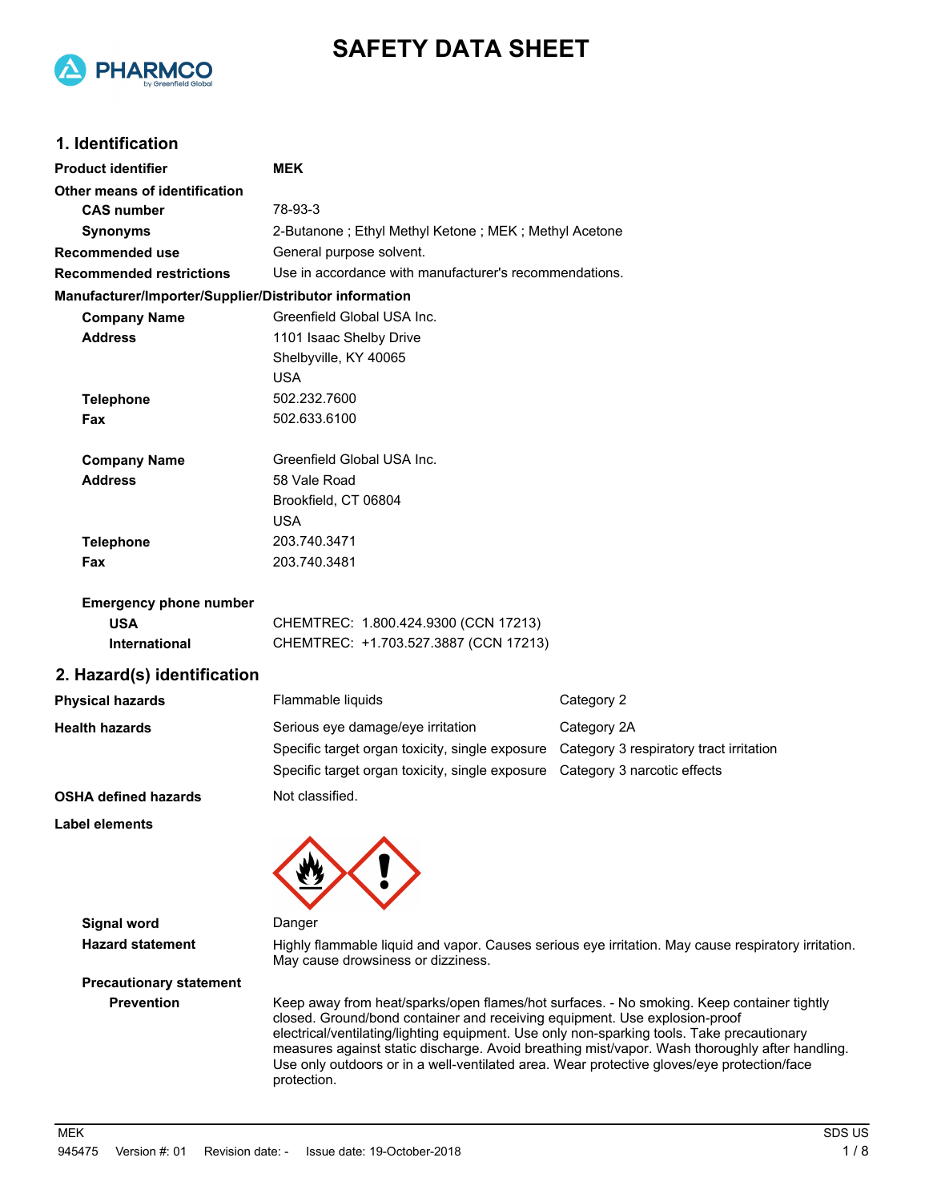# SAFETY DATA SHEET

## 1. Identification

| | |
|---|---|
| **Product identifier** | **MEK** |
| **Other means of identification** | |
| **CAS number** | 78-93-3 |
| **Synonyms** | 2-Butanone ; Ethyl Methyl Ketone ; MEK ; Methyl Acetone |
| **Recommended use** | General purpose solvent. |
| **Recommended restrictions** | Use in accordance with manufacturer's recommendations. |

**Manufacturer/Importer/Supplier/Distributor information**

| | |
|---|---|
| **Company Name** | Greenfield Global USA Inc. |
| **Address** | 1101 Isaac Shelby Drive<br>Shelbyville, KY 40065<br>USA |
| **Telephone** | 502.232.7600 |
| **Fax** | 502.633.6100 |

| | |
|---|---|
| **Company Name** | Greenfield Global USA Inc. |
| **Address** | 58 Vale Road<br>Brookfield, CT 06804<br>USA |
| **Telephone** | 203.740.3471 |
| **Fax** | 203.740.3481 |

**Emergency phone number**

| | |
|---|---|
| **USA** | CHEMTREC: 1.800.424.9300 (CCN 17213) |
| **International** | CHEMTREC: +1.703.527.3887 (CCN 17213) |

## 2. Hazard(s) identification

| | | |
|---|---|---|
| **Physical hazards** | Flammable liquids | Category 2 |
| **Health hazards** | Serious eye damage/eye irritation | Category 2A |
| | Specific target organ toxicity, single exposure | Category 3 respiratory tract irritation |
| | Specific target organ toxicity, single exposure | Category 3 narcotic effects |
| **OSHA defined hazards** | Not classified. | |

**Label elements**

**Signal word** Danger

**Hazard statement** Highly flammable liquid and vapor. Causes serious eye irritation. May cause respiratory irritation. May cause drowsiness or dizziness.

**Precautionary statement**

**Prevention** Keep away from heat/sparks/open flames/hot surfaces. - No smoking. Keep container tightly closed. Ground/bond container and receiving equipment. Use explosion-proof electrical/ventilating/lighting equipment. Use only non-sparking tools. Take precautionary measures against static discharge. Avoid breathing mist/vapor. Wash thoroughly after handling. Use only outdoors or in a well-ventilated area. Wear protective gloves/eye protection/face protection.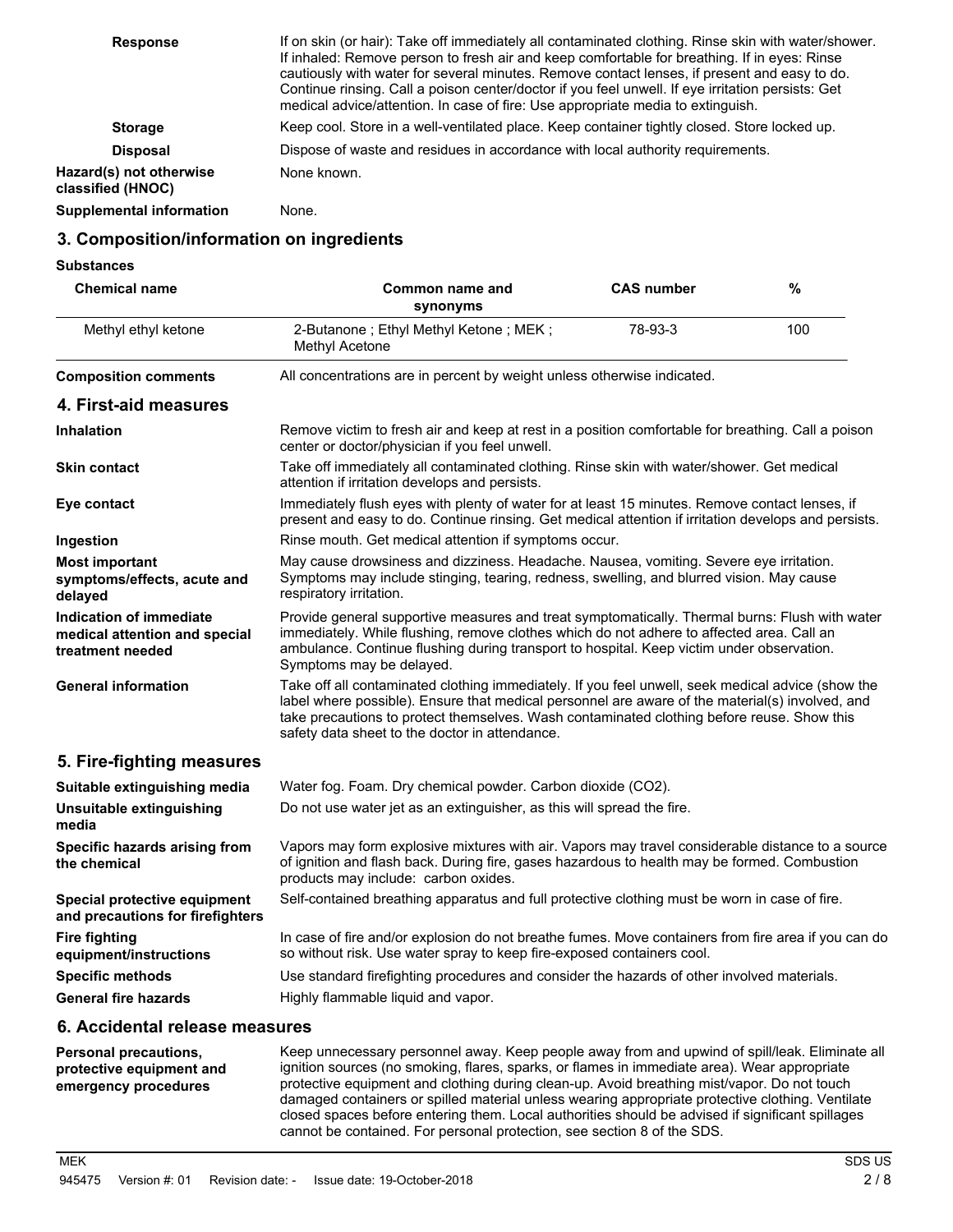**Response** If on skin (or hair): Take off immediately all contaminated clothing. Rinse skin with water/shower. If inhaled: Remove person to fresh air and keep comfortable for breathing. If in eyes: Rinse cautiously with water for several minutes. Remove contact lenses, if present and easy to do. Continue rinsing. Call a poison center/doctor if you feel unwell. If eye irritation persists: Get medical advice/attention. In case of fire: Use appropriate media to extinguish.

**Storage** Keep cool. Store in a well-ventilated place. Keep container tightly closed. Store locked up.

**Disposal** Dispose of waste and residues in accordance with local authority requirements.

**Hazard(s) not otherwise classified (HNOC)** None known.

**Supplemental information** None.

## 3. Composition/information on ingredients

**Substances**

| Chemical name | Common name and synonyms | CAS number | % |
|---|---|---|---|
| Methyl ethyl ketone | 2-Butanone ; Ethyl Methyl Ketone ; MEK ; Methyl Acetone | 78-93-3 | 100 |

**Composition comments** All concentrations are in percent by weight unless otherwise indicated.

## 4. First-aid measures

**Inhalation** Remove victim to fresh air and keep at rest in a position comfortable for breathing. Call a poison center or doctor/physician if you feel unwell.

**Skin contact** Take off immediately all contaminated clothing. Rinse skin with water/shower. Get medical attention if irritation develops and persists.

**Eye contact** Immediately flush eyes with plenty of water for at least 15 minutes. Remove contact lenses, if present and easy to do. Continue rinsing. Get medical attention if irritation develops and persists.

**Ingestion** Rinse mouth. Get medical attention if symptoms occur.

**Most important symptoms/effects, acute and delayed** May cause drowsiness and dizziness. Headache. Nausea, vomiting. Severe eye irritation. Symptoms may include stinging, tearing, redness, swelling, and blurred vision. May cause respiratory irritation.

**Indication of immediate medical attention and special treatment needed** Provide general supportive measures and treat symptomatically. Thermal burns: Flush with water immediately. While flushing, remove clothes which do not adhere to affected area. Call an ambulance. Continue flushing during transport to hospital. Keep victim under observation. Symptoms may be delayed.

**General information** Take off all contaminated clothing immediately. If you feel unwell, seek medical advice (show the label where possible). Ensure that medical personnel are aware of the material(s) involved, and take precautions to protect themselves. Wash contaminated clothing before reuse. Show this safety data sheet to the doctor in attendance.

## 5. Fire-fighting measures

**Suitable extinguishing media** Water fog. Foam. Dry chemical powder. Carbon dioxide ($CO_2$).

**Unsuitable extinguishing media** Do not use water jet as an extinguisher, as this will spread the fire.

**Specific hazards arising from the chemical** Vapors may form explosive mixtures with air. Vapors may travel considerable distance to a source of ignition and flash back. During fire, gases hazardous to health may be formed. Combustion products may include: carbon oxides.

**Special protective equipment and precautions for firefighters** Self-contained breathing apparatus and full protective clothing must be worn in case of fire.

**Fire fighting equipment/instructions** In case of fire and/or explosion do not breathe fumes. Move containers from fire area if you can do so without risk. Use water spray to keep fire-exposed containers cool.

**Specific methods** Use standard firefighting procedures and consider the hazards of other involved materials.

**General fire hazards** Highly flammable liquid and vapor.

## 6. Accidental release measures

**Personal precautions, protective equipment and emergency procedures** Keep unnecessary personnel away. Keep people away from and upwind of spill/leak. Eliminate all ignition sources (no smoking, flares, sparks, or flames in immediate area). Wear appropriate protective equipment and clothing during clean-up. Avoid breathing mist/vapor. Do not touch damaged containers or spilled material unless wearing appropriate protective clothing. Ventilate closed spaces before entering them. Local authorities should be advised if significant spillages cannot be contained. For personal protection, see section 8 of the SDS.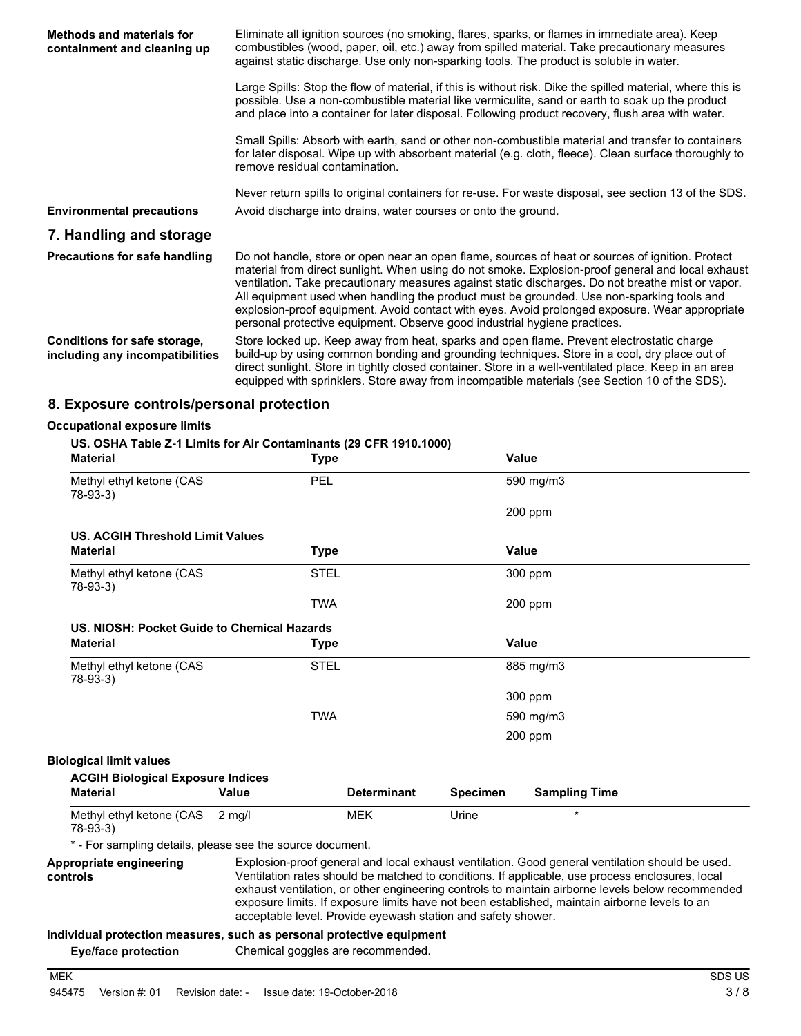**Methods and materials for containment and cleaning up**

Eliminate all ignition sources (no smoking, flares, sparks, or flames in immediate area). Keep combustibles (wood, paper, oil, etc.) away from spilled material. Take precautionary measures against static discharge. Use only non-sparking tools. The product is soluble in water.

Large Spills: Stop the flow of material, if this is without risk. Dike the spilled material, where this is possible. Use a non-combustible material like vermiculite, sand or earth to soak up the product and place into a container for later disposal. Following product recovery, flush area with water.

Small Spills: Absorb with earth, sand or other non-combustible material and transfer to containers for later disposal. Wipe up with absorbent material (e.g. cloth, fleece). Clean surface thoroughly to remove residual contamination.

Never return spills to original containers for re-use. For waste disposal, see section 13 of the SDS.

**Environmental precautions**

Avoid discharge into drains, water courses or onto the ground.

## 7. Handling and storage

**Precautions for safe handling**

Do not handle, store or open near an open flame, sources of heat or sources of ignition. Protect material from direct sunlight. When using do not smoke. Explosion-proof general and local exhaust ventilation. Take precautionary measures against static discharges. Do not breathe mist or vapor. All equipment used when handling the product must be grounded. Use non-sparking tools and explosion-proof equipment. Avoid contact with eyes. Avoid prolonged exposure. Wear appropriate personal protective equipment. Observe good industrial hygiene practices.

**Conditions for safe storage, including any incompatibilities**

Store locked up. Keep away from heat, sparks and open flame. Prevent electrostatic charge build-up by using common bonding and grounding techniques. Store in a cool, dry place out of direct sunlight. Store in tightly closed container. Store in a well-ventilated place. Keep in an area equipped with sprinklers. Store away from incompatible materials (see Section 10 of the SDS).

## 8. Exposure controls/personal protection

**Occupational exposure limits**

**US. OSHA Table Z-1 Limits for Air Contaminants (29 CFR 1910.1000)**

| Material | Type | Value |
|---|---|---|
| Methyl ethyl ketone (CAS 78-93-3) | PEL | 590 mg/m3 |
| | | 200 ppm |

**US. ACGIH Threshold Limit Values**

| Material | Type | Value |
|---|---|---|
| Methyl ethyl ketone (CAS 78-93-3) | STEL | 300 ppm |
| | TWA | 200 ppm |

**US. NIOSH: Pocket Guide to Chemical Hazards**

| Material | Type | Value |
|---|---|---|
| Methyl ethyl ketone (CAS 78-93-3) | STEL | 885 mg/m3 |
| | | 300 ppm |
| | TWA | 590 mg/m3 |
| | | 200 ppm |

**Biological limit values**

**ACGIH Biological Exposure Indices**

| Material | Value | Determinant | Specimen | Sampling Time |
|---|---|---|---|---|
| Methyl ethyl ketone (CAS 78-93-3) | 2 mg/l | MEK | Urine | * |

\* - For sampling details, please see the source document.

**Appropriate engineering controls**

Explosion-proof general and local exhaust ventilation. Good general ventilation should be used. Ventilation rates should be matched to conditions. If applicable, use process enclosures, local exhaust ventilation, or other engineering controls to maintain airborne levels below recommended exposure limits. If exposure limits have not been established, maintain airborne levels to an acceptable level. Provide eyewash station and safety shower.

**Individual protection measures, such as personal protective equipment**

**Eye/face protection**

Chemical goggles are recommended.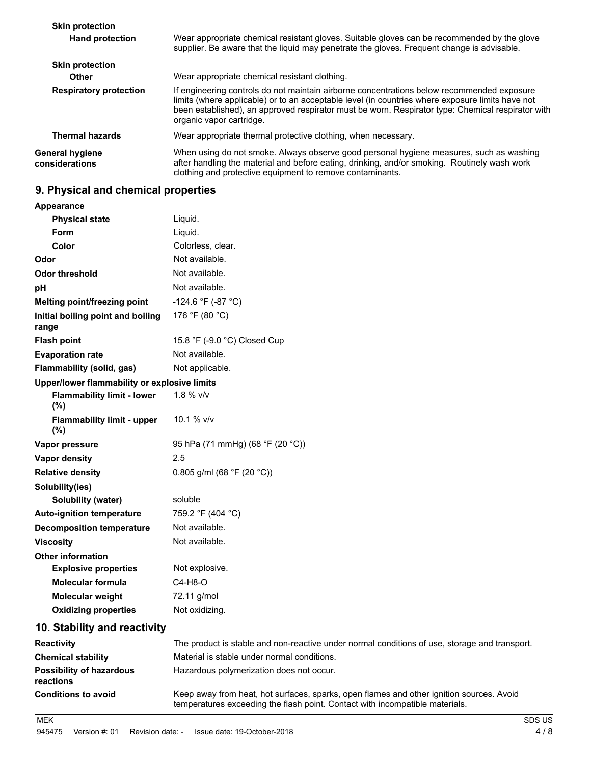**Skin protection**

**Hand protection** — Wear appropriate chemical resistant gloves. Suitable gloves can be recommended by the glove supplier. Be aware that the liquid may penetrate the gloves. Frequent change is advisable.

**Skin protection**

**Other** — Wear appropriate chemical resistant clothing.

**Respiratory protection** — If engineering controls do not maintain airborne concentrations below recommended exposure limits (where applicable) or to an acceptable level (in countries where exposure limits have not been established), an approved respirator must be worn. Respirator type: Chemical respirator with organic vapor cartridge.

**Thermal hazards** — Wear appropriate thermal protective clothing, when necessary.

**General hygiene considerations** — When using do not smoke. Always observe good personal hygiene measures, such as washing after handling the material and before eating, drinking, and/or smoking. Routinely wash work clothing and protective equipment to remove contaminants.

## 9. Physical and chemical properties

| Property | Value |
|---|---|
| **Appearance** | |
| **Physical state** | Liquid. |
| **Form** | Liquid. |
| **Color** | Colorless, clear. |
| **Odor** | Not available. |
| **Odor threshold** | Not available. |
| **pH** | Not available. |
| **Melting point/freezing point** | -124.6 °F (-87 °C) |
| **Initial boiling point and boiling range** | 176 °F (80 °C) |
| **Flash point** | 15.8 °F (-9.0 °C) Closed Cup |
| **Evaporation rate** | Not available. |
| **Flammability (solid, gas)** | Not applicable. |
| **Upper/lower flammability or explosive limits** | |
| **Flammability limit - lower (%)** | 1.8 % v/v |
| **Flammability limit - upper (%)** | 10.1 % v/v |
| **Vapor pressure** | 95 hPa (71 mmHg) (68 °F (20 °C)) |
| **Vapor density** | 2.5 |
| **Relative density** | 0.805 g/ml (68 °F (20 °C)) |
| **Solubility(ies)** | |
| **Solubility (water)** | soluble |
| **Auto-ignition temperature** | 759.2 °F (404 °C) |
| **Decomposition temperature** | Not available. |
| **Viscosity** | Not available. |
| **Other information** | |
| **Explosive properties** | Not explosive. |
| **Molecular formula** | C4-H8-O |
| **Molecular weight** | 72.11 g/mol |
| **Oxidizing properties** | Not oxidizing. |

## 10. Stability and reactivity

**Reactivity** — The product is stable and non-reactive under normal conditions of use, storage and transport.

**Chemical stability** — Material is stable under normal conditions.

**Possibility of hazardous reactions** — Hazardous polymerization does not occur.

**Conditions to avoid** — Keep away from heat, hot surfaces, sparks, open flames and other ignition sources. Avoid temperatures exceeding the flash point. Contact with incompatible materials.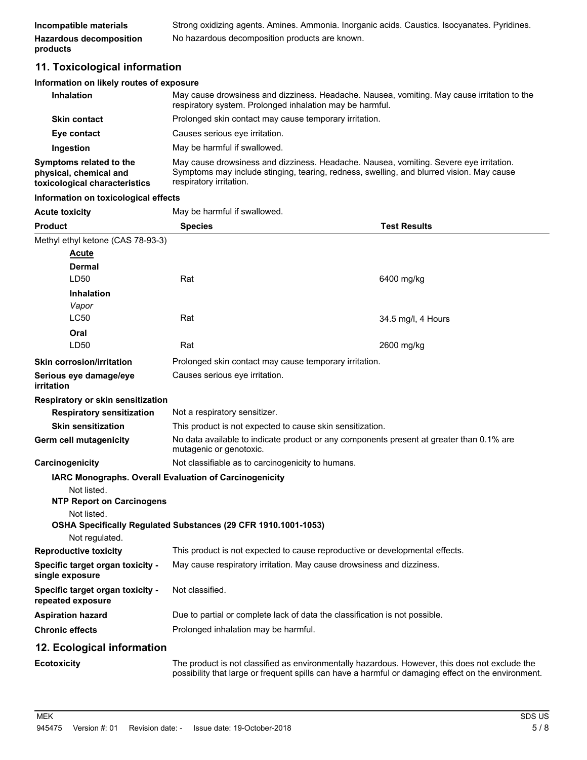| | |
|---|---|
| **Incompatible materials** | Strong oxidizing agents. Amines. Ammonia. Inorganic acids. Caustics. Isocyanates. Pyridines. |
| **Hazardous decomposition products** | No hazardous decomposition products are known. |

## 11. Toxicological information

### Information on likely routes of exposure

| | |
|---|---|
| **Inhalation** | May cause drowsiness and dizziness. Headache. Nausea, vomiting. May cause irritation to the respiratory system. Prolonged inhalation may be harmful. |
| **Skin contact** | Prolonged skin contact may cause temporary irritation. |
| **Eye contact** | Causes serious eye irritation. |
| **Ingestion** | May be harmful if swallowed. |
| **Symptoms related to the physical, chemical and toxicological characteristics** | May cause drowsiness and dizziness. Headache. Nausea, vomiting. Severe eye irritation. Symptoms may include stinging, tearing, redness, swelling, and blurred vision. May cause respiratory irritation. |

### Information on toxicological effects

**Acute toxicity** May be harmful if swallowed.

| Product | Species | Test Results |
|---|---|---|
| Methyl ethyl ketone (CAS 78-93-3) | | |
| **Acute** | | |
| **Dermal** | | |
| LD50 | Rat | 6400 mg/kg |
| **Inhalation** | | |
| *Vapor* | | |
| LC50 | Rat | 34.5 mg/l, 4 Hours |
| **Oral** | | |
| LD50 | Rat | 2600 mg/kg |

| | |
|---|---|
| **Skin corrosion/irritation** | Prolonged skin contact may cause temporary irritation. |
| **Serious eye damage/eye irritation** | Causes serious eye irritation. |
| **Respiratory or skin sensitization** | |
| **Respiratory sensitization** | Not a respiratory sensitizer. |
| **Skin sensitization** | This product is not expected to cause skin sensitization. |
| **Germ cell mutagenicity** | No data available to indicate product or any components present at greater than 0.1% are mutagenic or genotoxic. |
| **Carcinogenicity** | Not classifiable as to carcinogenicity to humans. |

**IARC Monographs. Overall Evaluation of Carcinogenicity**

Not listed.

**NTP Report on Carcinogens**

Not listed.

**OSHA Specifically Regulated Substances (29 CFR 1910.1001-1053)**

Not regulated.

| | |
|---|---|
| **Reproductive toxicity** | This product is not expected to cause reproductive or developmental effects. |
| **Specific target organ toxicity - single exposure** | May cause respiratory irritation. May cause drowsiness and dizziness. |
| **Specific target organ toxicity - repeated exposure** | Not classified. |
| **Aspiration hazard** | Due to partial or complete lack of data the classification is not possible. |
| **Chronic effects** | Prolonged inhalation may be harmful. |

## 12. Ecological information

| | |
|---|---|
| **Ecotoxicity** | The product is not classified as environmentally hazardous. However, this does not exclude the possibility that large or frequent spills can have a harmful or damaging effect on the environment. |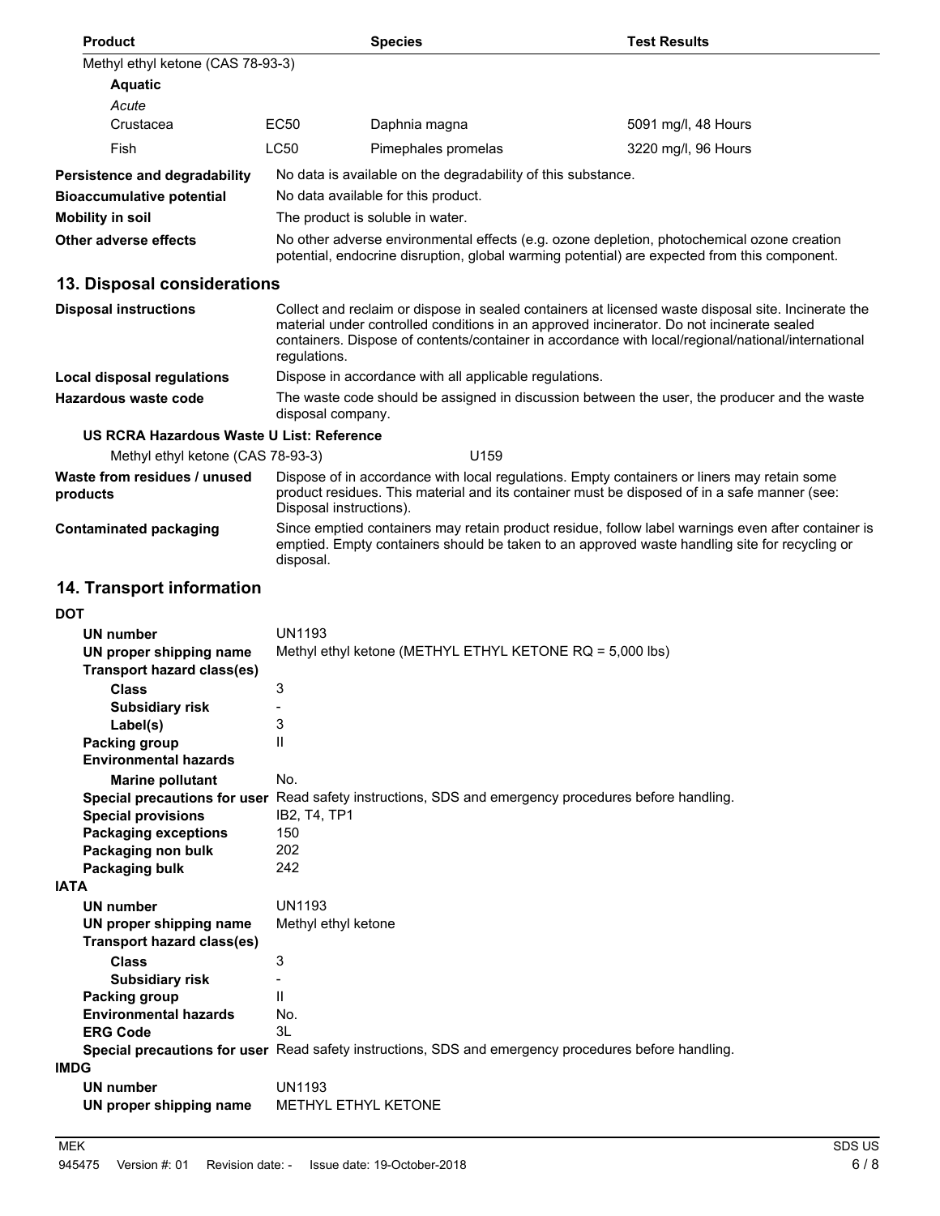| Product | | Species | Test Results |
|---|---|---|---|
| Methyl ethyl ketone (CAS 78-93-3) | | | |
| **Aquatic** | | | |
| *Acute* | | | |
| Crustacea | EC50 | Daphnia magna | 5091 mg/l, 48 Hours |
| Fish | LC50 | Pimephales promelas | 3220 mg/l, 96 Hours |

**Persistence and degradability** No data is available on the degradability of this substance.

**Bioaccumulative potential** No data available for this product.

**Mobility in soil** The product is soluble in water.

**Other adverse effects** No other adverse environmental effects (e.g. ozone depletion, photochemical ozone creation potential, endocrine disruption, global warming potential) are expected from this component.

## 13. Disposal considerations

**Disposal instructions** Collect and reclaim or dispose in sealed containers at licensed waste disposal site. Incinerate the material under controlled conditions in an approved incinerator. Do not incinerate sealed containers. Dispose of contents/container in accordance with local/regional/national/international regulations.

**Local disposal regulations** Dispose in accordance with all applicable regulations.

**Hazardous waste code** The waste code should be assigned in discussion between the user, the producer and the waste disposal company.

**US RCRA Hazardous Waste U List: Reference**

Methyl ethyl ketone (CAS 78-93-3) U159

**Waste from residues / unused products** Dispose of in accordance with local regulations. Empty containers or liners may retain some product residues. This material and its container must be disposed of in a safe manner (see: Disposal instructions).

**Contaminated packaging** Since emptied containers may retain product residue, follow label warnings even after container is emptied. Empty containers should be taken to an approved waste handling site for recycling or disposal.

## 14. Transport information

**DOT**

**UN number** UN1193
**UN proper shipping name** Methyl ethyl ketone (METHYL ETHYL KETONE RQ = 5,000 lbs)
**Transport hazard class(es)**
**Class** 3
**Subsidiary risk** -
**Label(s)** 3
**Packing group** II
**Environmental hazards**
**Marine pollutant** No.
**Special precautions for user** Read safety instructions, SDS and emergency procedures before handling.
**Special provisions** IB2, T4, TP1
**Packaging exceptions** 150
**Packaging non bulk** 202
**Packaging bulk** 242

**IATA**

**UN number** UN1193
**UN proper shipping name** Methyl ethyl ketone
**Transport hazard class(es)**
**Class** 3
**Subsidiary risk** -
**Packing group** II
**Environmental hazards** No.
**ERG Code** 3L
**Special precautions for user** Read safety instructions, SDS and emergency procedures before handling.

**IMDG**

**UN number** UN1193
**UN proper shipping name** METHYL ETHYL KETONE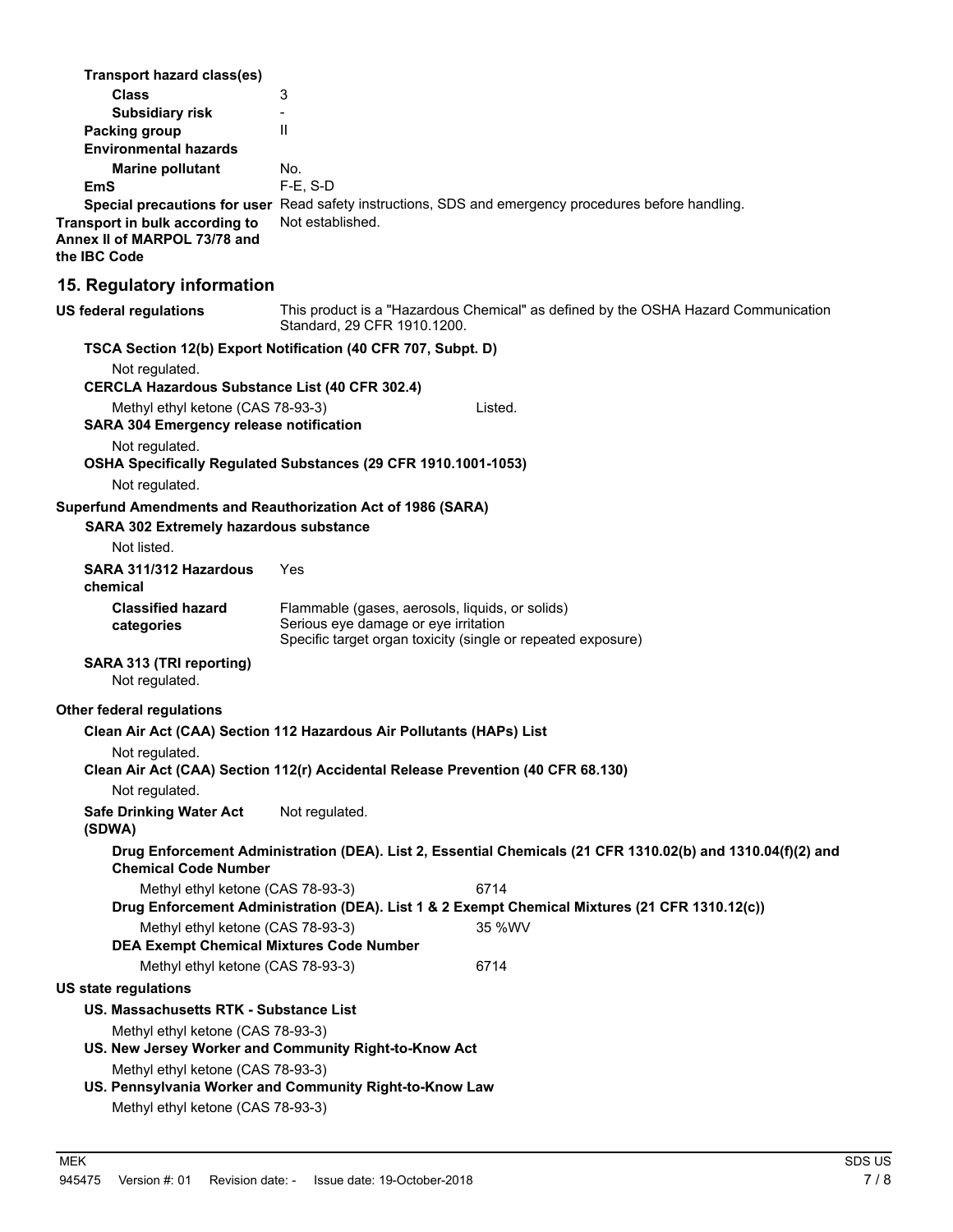**Transport hazard class(es)**

**Class** 3

**Subsidiary risk** -

**Packing group** II

**Environmental hazards**

**Marine pollutant** No.

**EmS** F-E, S-D

**Special precautions for user** Read safety instructions, SDS and emergency procedures before handling.

**Transport in bulk according to Annex II of MARPOL 73/78 and the IBC Code** Not established.

## 15. Regulatory information

**US federal regulations** This product is a "Hazardous Chemical" as defined by the OSHA Hazard Communication Standard, 29 CFR 1910.1200.

**TSCA Section 12(b) Export Notification (40 CFR 707, Subpt. D)**

Not regulated.

**CERCLA Hazardous Substance List (40 CFR 302.4)**

| | |
|---|---|
| Methyl ethyl ketone (CAS 78-93-3) | Listed. |

**SARA 304 Emergency release notification**

Not regulated.

**OSHA Specifically Regulated Substances (29 CFR 1910.1001-1053)**

Not regulated.

**Superfund Amendments and Reauthorization Act of 1986 (SARA)**

**SARA 302 Extremely hazardous substance**

Not listed.

**SARA 311/312 Hazardous chemical** Yes

**Classified hazard categories**
Flammable (gases, aerosols, liquids, or solids)
Serious eye damage or eye irritation
Specific target organ toxicity (single or repeated exposure)

**SARA 313 (TRI reporting)**

Not regulated.

**Other federal regulations**

**Clean Air Act (CAA) Section 112 Hazardous Air Pollutants (HAPs) List**

Not regulated.

**Clean Air Act (CAA) Section 112(r) Accidental Release Prevention (40 CFR 68.130)**

Not regulated.

**Safe Drinking Water Act (SDWA)** Not regulated.

**Drug Enforcement Administration (DEA). List 2, Essential Chemicals (21 CFR 1310.02(b) and 1310.04(f)(2) and Chemical Code Number**

| | |
|---|---|
| Methyl ethyl ketone (CAS 78-93-3) | 6714 |

**Drug Enforcement Administration (DEA). List 1 & 2 Exempt Chemical Mixtures (21 CFR 1310.12(c))**

| | |
|---|---|
| Methyl ethyl ketone (CAS 78-93-3) | 35 %WV |

**DEA Exempt Chemical Mixtures Code Number**

| | |
|---|---|
| Methyl ethyl ketone (CAS 78-93-3) | 6714 |

**US state regulations**

**US. Massachusetts RTK - Substance List**

Methyl ethyl ketone (CAS 78-93-3)

**US. New Jersey Worker and Community Right-to-Know Act**

Methyl ethyl ketone (CAS 78-93-3)

**US. Pennsylvania Worker and Community Right-to-Know Law**

Methyl ethyl ketone (CAS 78-93-3)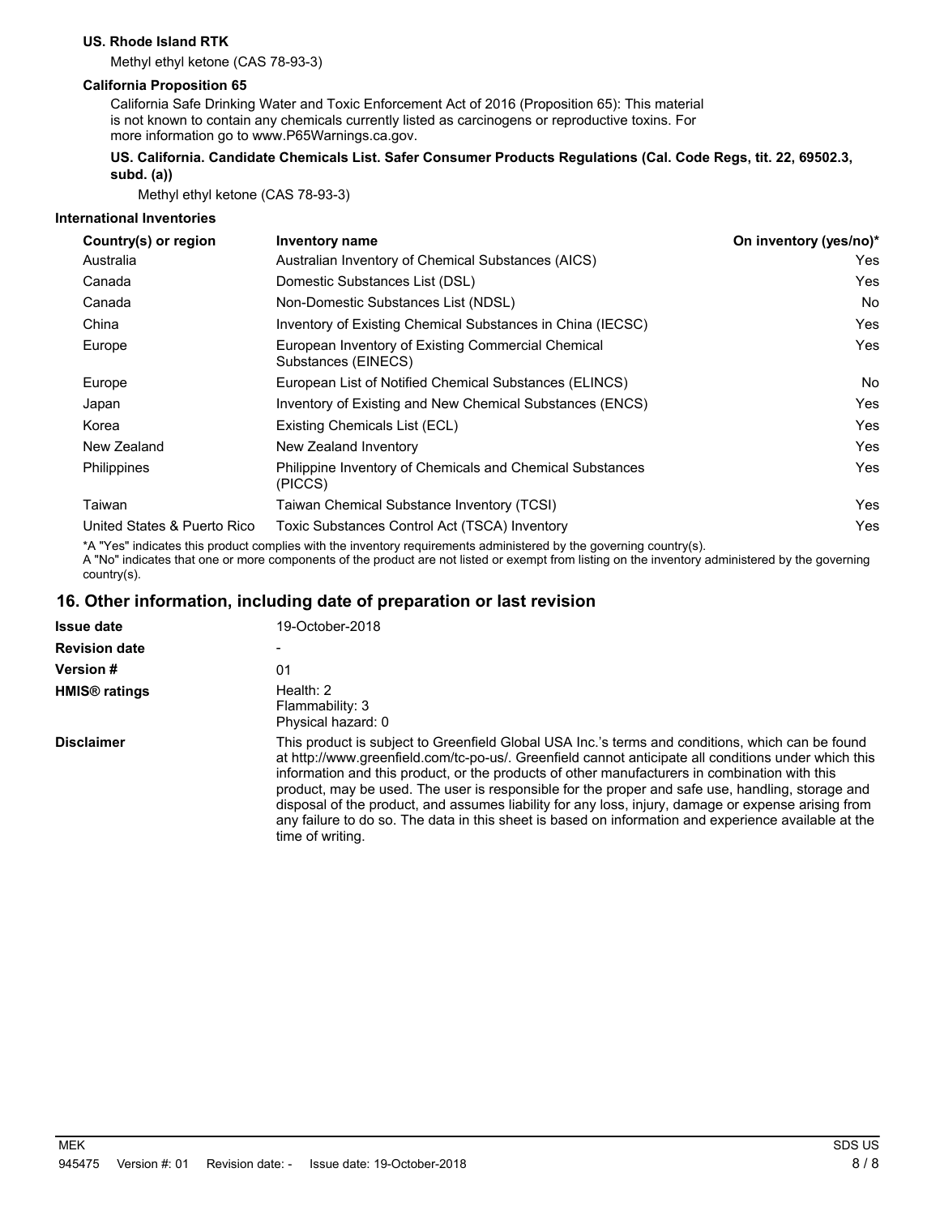**US. Rhode Island RTK**

Methyl ethyl ketone (CAS 78-93-3)

**California Proposition 65**

California Safe Drinking Water and Toxic Enforcement Act of 2016 (Proposition 65): This material is not known to contain any chemicals currently listed as carcinogens or reproductive toxins. For more information go to www.P65Warnings.ca.gov.

**US. California. Candidate Chemicals List. Safer Consumer Products Regulations (Cal. Code Regs, tit. 22, 69502.3, subd. (a))**

Methyl ethyl ketone (CAS 78-93-3)

**International Inventories**

| Country(s) or region | Inventory name | On inventory (yes/no)* |
|---|---|---|
| Australia | Australian Inventory of Chemical Substances (AICS) | Yes |
| Canada | Domestic Substances List (DSL) | Yes |
| Canada | Non-Domestic Substances List (NDSL) | No |
| China | Inventory of Existing Chemical Substances in China (IECSC) | Yes |
| Europe | European Inventory of Existing Commercial Chemical Substances (EINECS) | Yes |
| Europe | European List of Notified Chemical Substances (ELINCS) | No |
| Japan | Inventory of Existing and New Chemical Substances (ENCS) | Yes |
| Korea | Existing Chemicals List (ECL) | Yes |
| New Zealand | New Zealand Inventory | Yes |
| Philippines | Philippine Inventory of Chemicals and Chemical Substances (PICCS) | Yes |
| Taiwan | Taiwan Chemical Substance Inventory (TCSI) | Yes |
| United States & Puerto Rico | Toxic Substances Control Act (TSCA) Inventory | Yes |

*A "Yes" indicates this product complies with the inventory requirements administered by the governing country(s).
A "No" indicates that one or more components of the product are not listed or exempt from listing on the inventory administered by the governing country(s).

## 16. Other information, including date of preparation or last revision

| | |
|---|---|
| **Issue date** | 19-October-2018 |
| **Revision date** | - |
| **Version #** | 01 |
| **HMIS® ratings** | Health: 2<br>Flammability: 3<br>Physical hazard: 0 |
| **Disclaimer** | This product is subject to Greenfield Global USA Inc.'s terms and conditions, which can be found at http://www.greenfield.com/tc-po-us/. Greenfield cannot anticipate all conditions under which this information and this product, or the products of other manufacturers in combination with this product, may be used. The user is responsible for the proper and safe use, handling, storage and disposal of the product, and assumes liability for any loss, injury, damage or expense arising from any failure to do so. The data in this sheet is based on information and experience available at the time of writing. |